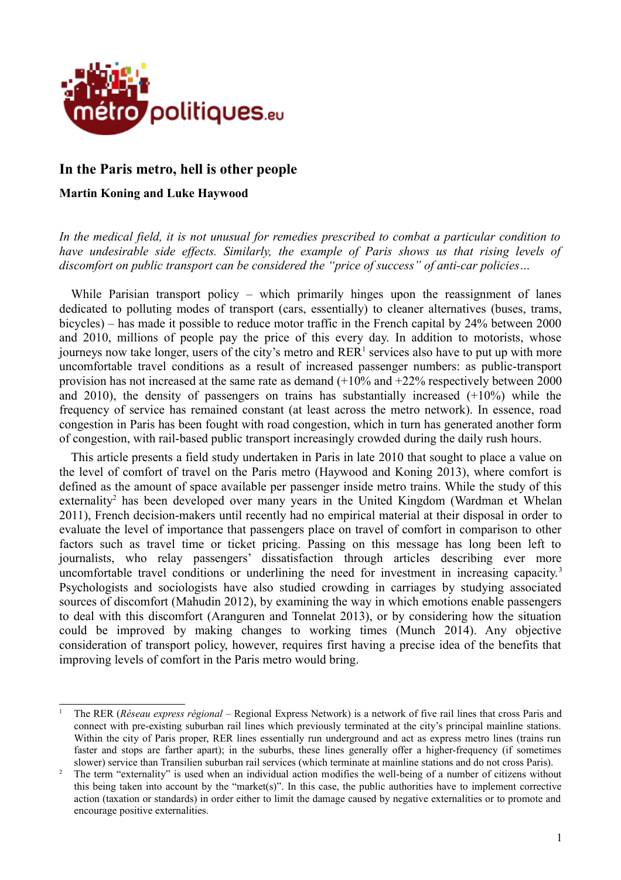# In the Paris metro, hell is other people

**Martin Koning and Luke Haywood**

*In the medical field, it is not unusual for remedies prescribed to combat a particular condition to have undesirable side effects. Similarly, the example of Paris shows us that rising levels of discomfort on public transport can be considered the "price of success" of anti-car policies…*

While Parisian transport policy – which primarily hinges upon the reassignment of lanes dedicated to polluting modes of transport (cars, essentially) to cleaner alternatives (buses, trams, bicycles) – has made it possible to reduce motor traffic in the French capital by 24% between 2000 and 2010, millions of people pay the price of this every day. In addition to motorists, whose journeys now take longer, users of the city's metro and RER[1] services also have to put up with more uncomfortable travel conditions as a result of increased passenger numbers: as public-transport provision has not increased at the same rate as demand (+10% and +22% respectively between 2000 and 2010), the density of passengers on trains has substantially increased (+10%) while the frequency of service has remained constant (at least across the metro network). In essence, road congestion in Paris has been fought with road congestion, which in turn has generated another form of congestion, with rail-based public transport increasingly crowded during the daily rush hours.

This article presents a field study undertaken in Paris in late 2010 that sought to place a value on the level of comfort of travel on the Paris metro (Haywood and Koning 2013), where comfort is defined as the amount of space available per passenger inside metro trains. While the study of this externality[2] has been developed over many years in the United Kingdom (Wardman et Whelan 2011), French decision-makers until recently had no empirical material at their disposal in order to evaluate the level of importance that passengers place on travel of comfort in comparison to other factors such as travel time or ticket pricing. Passing on this message has been left to journalists, who relay passengers' dissatisfaction through articles describing ever more uncomfortable travel conditions or underlining the need for investment in increasing capacity.[3] Psychologists and sociologists have also studied crowding in carriages by studying associated sources of discomfort (Mahudin 2012), by examining the way in which emotions enable passengers to deal with this discomfort (Aranguren and Tonnelat 2013), or by considering how the situation could be improved by making changes to working times (Munch 2014). Any objective consideration of transport policy, however, requires first having a precise idea of the benefits that improving levels of comfort in the Paris metro would bring.

---

[1] The RER (*Réseau express régional* – Regional Express Network) is a network of five rail lines that cross Paris and connect with pre-existing suburban rail lines which previously terminated at the city's principal mainline stations. Within the city of Paris proper, RER lines essentially run underground and act as express metro lines (trains run faster and stops are farther apart); in the suburbs, these lines generally offer a higher-frequency (if sometimes slower) service than Transilien suburban rail services (which terminate at mainline stations and do not cross Paris).

[2] The term "externality" is used when an individual action modifies the well-being of a number of citizens without this being taken into account by the "market(s)". In this case, the public authorities have to implement corrective action (taxation or standards) in order either to limit the damage caused by negative externalities or to promote and encourage positive externalities.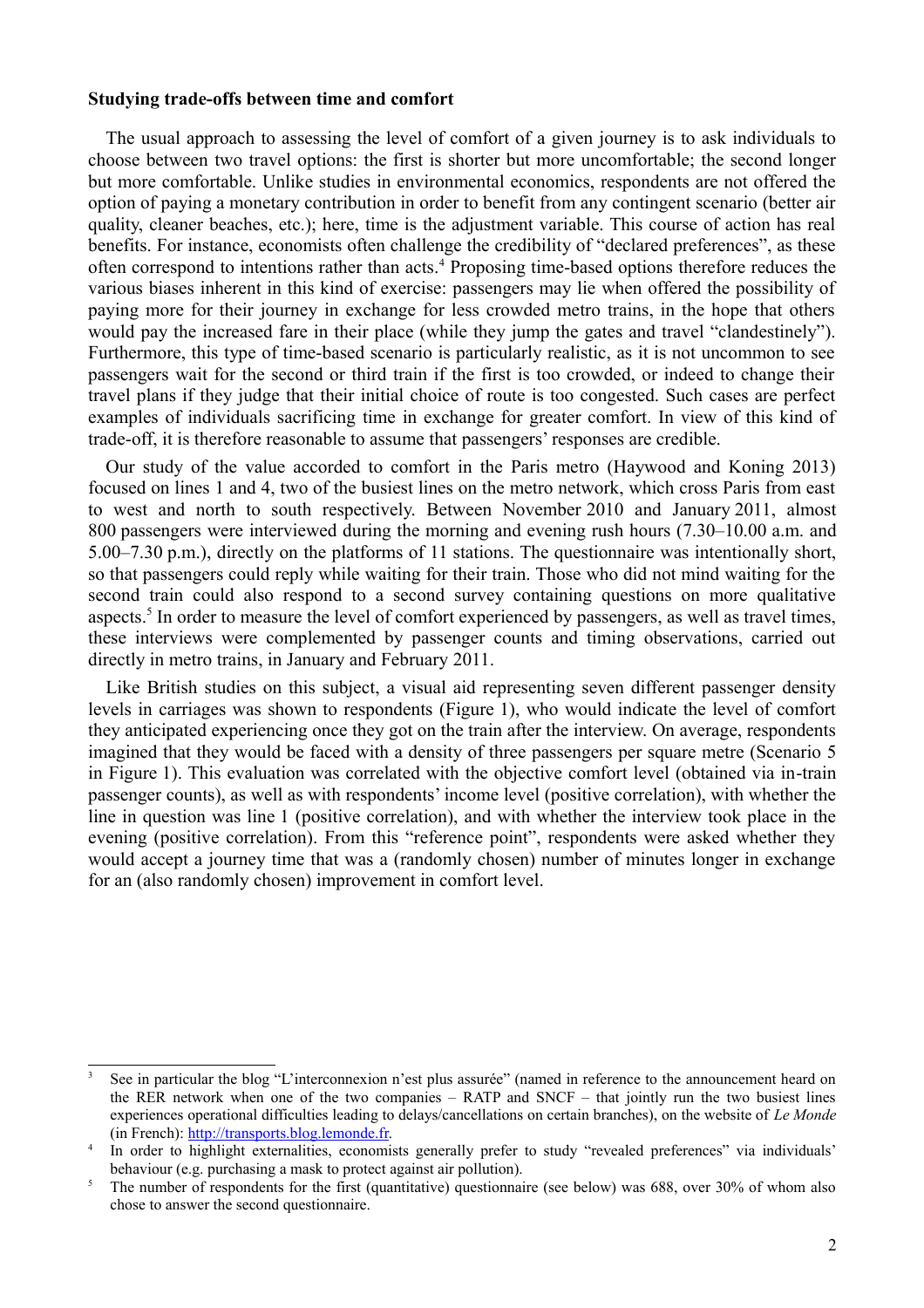**Studying trade-offs between time and comfort**

The usual approach to assessing the level of comfort of a given journey is to ask individuals to choose between two travel options: the first is shorter but more uncomfortable; the second longer but more comfortable. Unlike studies in environmental economics, respondents are not offered the option of paying a monetary contribution in order to benefit from any contingent scenario (better air quality, cleaner beaches, etc.); here, time is the adjustment variable. This course of action has real benefits. For instance, economists often challenge the credibility of "declared preferences", as these often correspond to intentions rather than acts.[4] Proposing time-based options therefore reduces the various biases inherent in this kind of exercise: passengers may lie when offered the possibility of paying more for their journey in exchange for less crowded metro trains, in the hope that others would pay the increased fare in their place (while they jump the gates and travel "clandestinely"). Furthermore, this type of time-based scenario is particularly realistic, as it is not uncommon to see passengers wait for the second or third train if the first is too crowded, or indeed to change their travel plans if they judge that their initial choice of route is too congested. Such cases are perfect examples of individuals sacrificing time in exchange for greater comfort. In view of this kind of trade-off, it is therefore reasonable to assume that passengers' responses are credible.

Our study of the value accorded to comfort in the Paris metro (Haywood and Koning 2013) focused on lines 1 and 4, two of the busiest lines on the metro network, which cross Paris from east to west and north to south respectively. Between November 2010 and January 2011, almost 800 passengers were interviewed during the morning and evening rush hours (7.30–10.00 a.m. and 5.00–7.30 p.m.), directly on the platforms of 11 stations. The questionnaire was intentionally short, so that passengers could reply while waiting for their train. Those who did not mind waiting for the second train could also respond to a second survey containing questions on more qualitative aspects.[5] In order to measure the level of comfort experienced by passengers, as well as travel times, these interviews were complemented by passenger counts and timing observations, carried out directly in metro trains, in January and February 2011.

Like British studies on this subject, a visual aid representing seven different passenger density levels in carriages was shown to respondents (Figure 1), who would indicate the level of comfort they anticipated experiencing once they got on the train after the interview. On average, respondents imagined that they would be faced with a density of three passengers per square metre (Scenario 5 in Figure 1). This evaluation was correlated with the objective comfort level (obtained via in-train passenger counts), as well as with respondents' income level (positive correlation), with whether the line in question was line 1 (positive correlation), and with whether the interview took place in the evening (positive correlation). From this "reference point", respondents were asked whether they would accept a journey time that was a (randomly chosen) number of minutes longer in exchange for an (also randomly chosen) improvement in comfort level.

---

[3] See in particular the blog "L'interconnexion n'est plus assurée" (named in reference to the announcement heard on the RER network when one of the two companies – RATP and SNCF – that jointly run the two busiest lines experiences operational difficulties leading to delays/cancellations on certain branches), on the website of *Le Monde* (in French): http://transports.blog.lemonde.fr.

[4] In order to highlight externalities, economists generally prefer to study "revealed preferences" via individuals' behaviour (e.g. purchasing a mask to protect against air pollution).

[5] The number of respondents for the first (quantitative) questionnaire (see below) was 688, over 30% of whom also chose to answer the second questionnaire.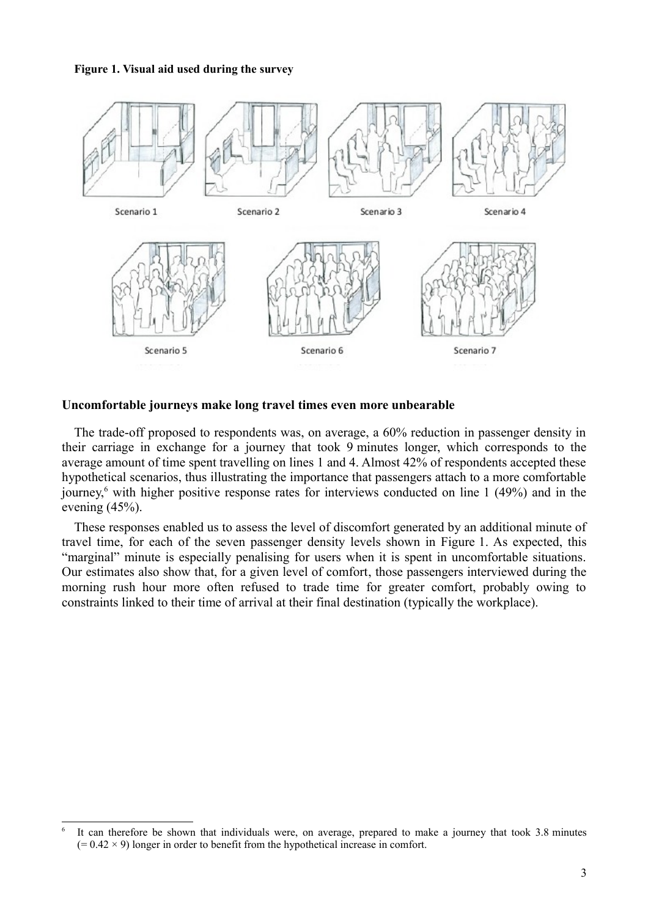**Figure 1. Visual aid used during the survey**

Scenario 1 Scenario 2 Scenario 3 Scenario 4

Scenario 5 Scenario 6 Scenario 7

### Uncomfortable journeys make long travel times even more unbearable

The trade-off proposed to respondents was, on average, a 60% reduction in passenger density in their carriage in exchange for a journey that took 9 minutes longer, which corresponds to the average amount of time spent travelling on lines 1 and 4. Almost 42% of respondents accepted these hypothetical scenarios, thus illustrating the importance that passengers attach to a more comfortable journey,[6] with higher positive response rates for interviews conducted on line 1 (49%) and in the evening (45%).

These responses enabled us to assess the level of discomfort generated by an additional minute of travel time, for each of the seven passenger density levels shown in Figure 1. As expected, this "marginal" minute is especially penalising for users when it is spent in uncomfortable situations. Our estimates also show that, for a given level of comfort, those passengers interviewed during the morning rush hour more often refused to trade time for greater comfort, probably owing to constraints linked to their time of arrival at their final destination (typically the workplace).

---

[6] It can therefore be shown that individuals were, on average, prepared to make a journey that took 3.8 minutes ($= 0.42 \times 9$) longer in order to benefit from the hypothetical increase in comfort.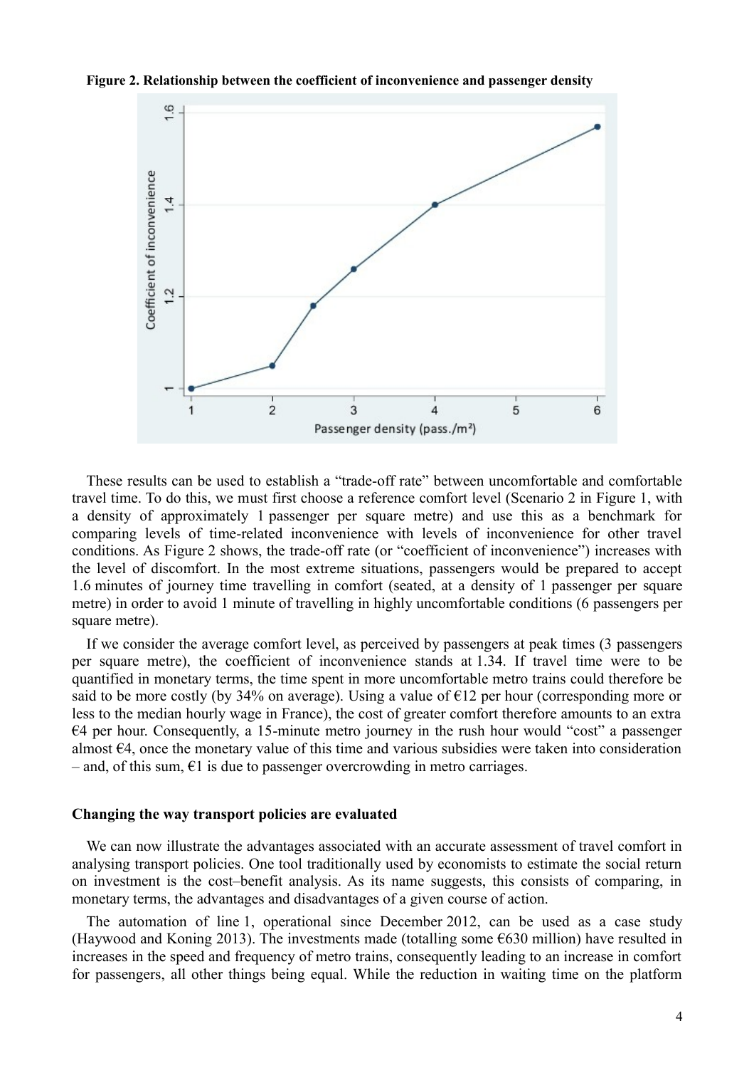**Figure 2. Relationship between the coefficient of inconvenience and passenger density**

These results can be used to establish a "trade-off rate" between uncomfortable and comfortable travel time. To do this, we must first choose a reference comfort level (Scenario 2 in Figure 1, with a density of approximately 1 passenger per square metre) and use this as a benchmark for comparing levels of time-related inconvenience with levels of inconvenience for other travel conditions. As Figure 2 shows, the trade-off rate (or "coefficient of inconvenience") increases with the level of discomfort. In the most extreme situations, passengers would be prepared to accept 1.6 minutes of journey time travelling in comfort (seated, at a density of 1 passenger per square metre) in order to avoid 1 minute of travelling in highly uncomfortable conditions (6 passengers per square metre).

If we consider the average comfort level, as perceived by passengers at peak times (3 passengers per square metre), the coefficient of inconvenience stands at 1.34. If travel time were to be quantified in monetary terms, the time spent in more uncomfortable metro trains could therefore be said to be more costly (by 34% on average). Using a value of €12 per hour (corresponding more or less to the median hourly wage in France), the cost of greater comfort therefore amounts to an extra €4 per hour. Consequently, a 15-minute metro journey in the rush hour would "cost" a passenger almost €4, once the monetary value of this time and various subsidies were taken into consideration – and, of this sum, €1 is due to passenger overcrowding in metro carriages.

## Changing the way transport policies are evaluated

We can now illustrate the advantages associated with an accurate assessment of travel comfort in analysing transport policies. One tool traditionally used by economists to estimate the social return on investment is the cost–benefit analysis. As its name suggests, this consists of comparing, in monetary terms, the advantages and disadvantages of a given course of action.

The automation of line 1, operational since December 2012, can be used as a case study (Haywood and Koning 2013). The investments made (totalling some €630 million) have resulted in increases in the speed and frequency of metro trains, consequently leading to an increase in comfort for passengers, all other things being equal. While the reduction in waiting time on the platform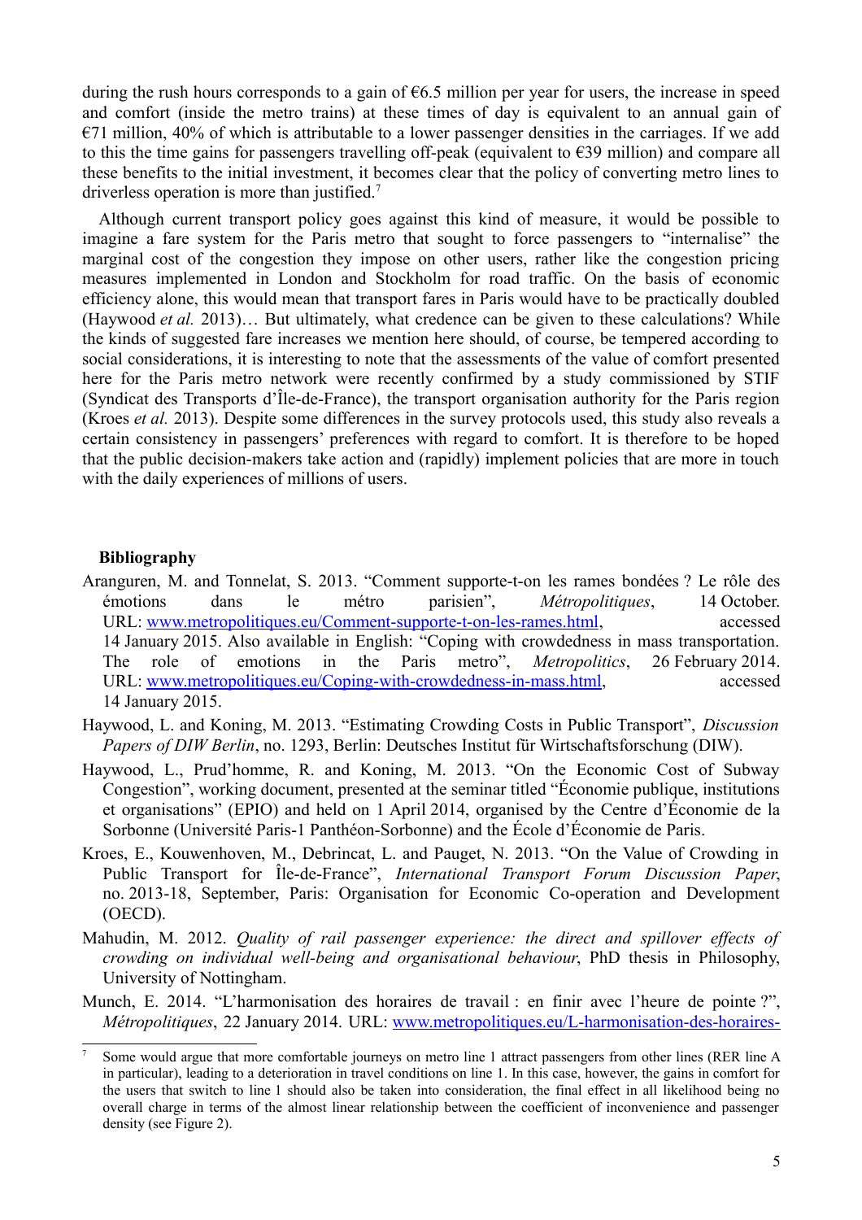during the rush hours corresponds to a gain of €6.5 million per year for users, the increase in speed and comfort (inside the metro trains) at these times of day is equivalent to an annual gain of €71 million, 40% of which is attributable to a lower passenger densities in the carriages. If we add to this the time gains for passengers travelling off-peak (equivalent to €39 million) and compare all these benefits to the initial investment, it becomes clear that the policy of converting metro lines to driverless operation is more than justified.[7]

Although current transport policy goes against this kind of measure, it would be possible to imagine a fare system for the Paris metro that sought to force passengers to "internalise" the marginal cost of the congestion they impose on other users, rather like the congestion pricing measures implemented in London and Stockholm for road traffic. On the basis of economic efficiency alone, this would mean that transport fares in Paris would have to be practically doubled (Haywood *et al.* 2013)… But ultimately, what credence can be given to these calculations? While the kinds of suggested fare increases we mention here should, of course, be tempered according to social considerations, it is interesting to note that the assessments of the value of comfort presented here for the Paris metro network were recently confirmed by a study commissioned by STIF (Syndicat des Transports d'Île-de-France), the transport organisation authority for the Paris region (Kroes *et al.* 2013). Despite some differences in the survey protocols used, this study also reveals a certain consistency in passengers' preferences with regard to comfort. It is therefore to be hoped that the public decision-makers take action and (rapidly) implement policies that are more in touch with the daily experiences of millions of users.

## Bibliography

Aranguren, M. and Tonnelat, S. 2013. "Comment supporte-t-on les rames bondées ? Le rôle des émotions dans le métro parisien", *Métropolitiques*, 14 October. URL: www.metropolitiques.eu/Comment-supporte-t-on-les-rames.html, accessed 14 January 2015. Also available in English: "Coping with crowdedness in mass transportation. The role of emotions in the Paris metro", *Metropolitics*, 26 February 2014. URL: www.metropolitiques.eu/Coping-with-crowdedness-in-mass.html, accessed 14 January 2015.

Haywood, L. and Koning, M. 2013. "Estimating Crowding Costs in Public Transport", *Discussion Papers of DIW Berlin*, no. 1293, Berlin: Deutsches Institut für Wirtschaftsforschung (DIW).

Haywood, L., Prud'homme, R. and Koning, M. 2013. "On the Economic Cost of Subway Congestion", working document, presented at the seminar titled "Économie publique, institutions et organisations" (EPIO) and held on 1 April 2014, organised by the Centre d'Économie de la Sorbonne (Université Paris-1 Panthéon-Sorbonne) and the École d'Économie de Paris.

Kroes, E., Kouwenhoven, M., Debrincat, L. and Pauget, N. 2013. "On the Value of Crowding in Public Transport for Île-de-France", *International Transport Forum Discussion Paper*, no. 2013-18, September, Paris: Organisation for Economic Co-operation and Development (OECD).

Mahudin, M. 2012. *Quality of rail passenger experience: the direct and spillover effects of crowding on individual well-being and organisational behaviour*, PhD thesis in Philosophy, University of Nottingham.

Munch, E. 2014. "L'harmonisation des horaires de travail : en finir avec l'heure de pointe ?", *Métropolitiques*, 22 January 2014. URL: www.metropolitiques.eu/L-harmonisation-des-horaires-

[7] Some would argue that more comfortable journeys on metro line 1 attract passengers from other lines (RER line A in particular), leading to a deterioration in travel conditions on line 1. In this case, however, the gains in comfort for the users that switch to line 1 should also be taken into consideration, the final effect in all likelihood being no overall charge in terms of the almost linear relationship between the coefficient of inconvenience and passenger density (see Figure 2).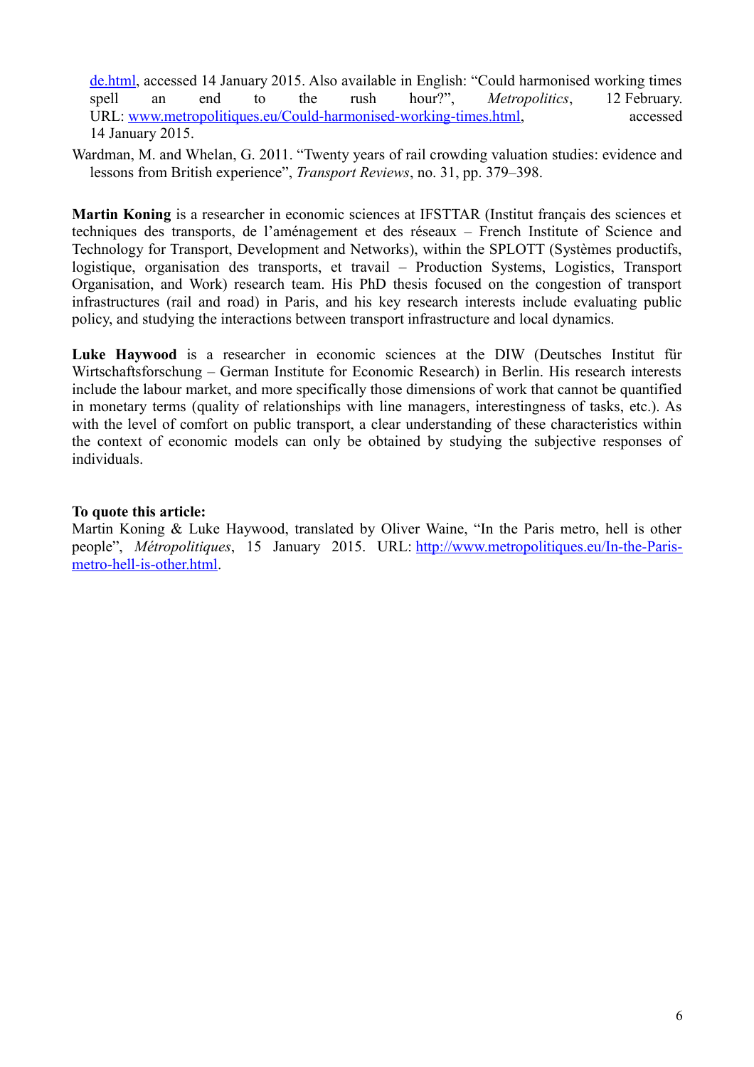de.html, accessed 14 January 2015. Also available in English: "Could harmonised working times spell an end to the rush hour?", *Metropolitics*, 12 February. URL: www.metropolitiques.eu/Could-harmonised-working-times.html, accessed 14 January 2015.

Wardman, M. and Whelan, G. 2011. "Twenty years of rail crowding valuation studies: evidence and lessons from British experience", *Transport Reviews*, no. 31, pp. 379–398.

**Martin Koning** is a researcher in economic sciences at IFSTTAR (Institut français des sciences et techniques des transports, de l'aménagement et des réseaux – French Institute of Science and Technology for Transport, Development and Networks), within the SPLOTT (Systèmes productifs, logistique, organisation des transports, et travail – Production Systems, Logistics, Transport Organisation, and Work) research team. His PhD thesis focused on the congestion of transport infrastructures (rail and road) in Paris, and his key research interests include evaluating public policy, and studying the interactions between transport infrastructure and local dynamics.

**Luke Haywood** is a researcher in economic sciences at the DIW (Deutsches Institut für Wirtschaftsforschung – German Institute for Economic Research) in Berlin. His research interests include the labour market, and more specifically those dimensions of work that cannot be quantified in monetary terms (quality of relationships with line managers, interestingness of tasks, etc.). As with the level of comfort on public transport, a clear understanding of these characteristics within the context of economic models can only be obtained by studying the subjective responses of individuals.

**To quote this article:**
Martin Koning & Luke Haywood, translated by Oliver Waine, "In the Paris metro, hell is other people", *Métropolitiques*, 15 January 2015. URL: http://www.metropolitiques.eu/In-the-Paris-metro-hell-is-other.html.